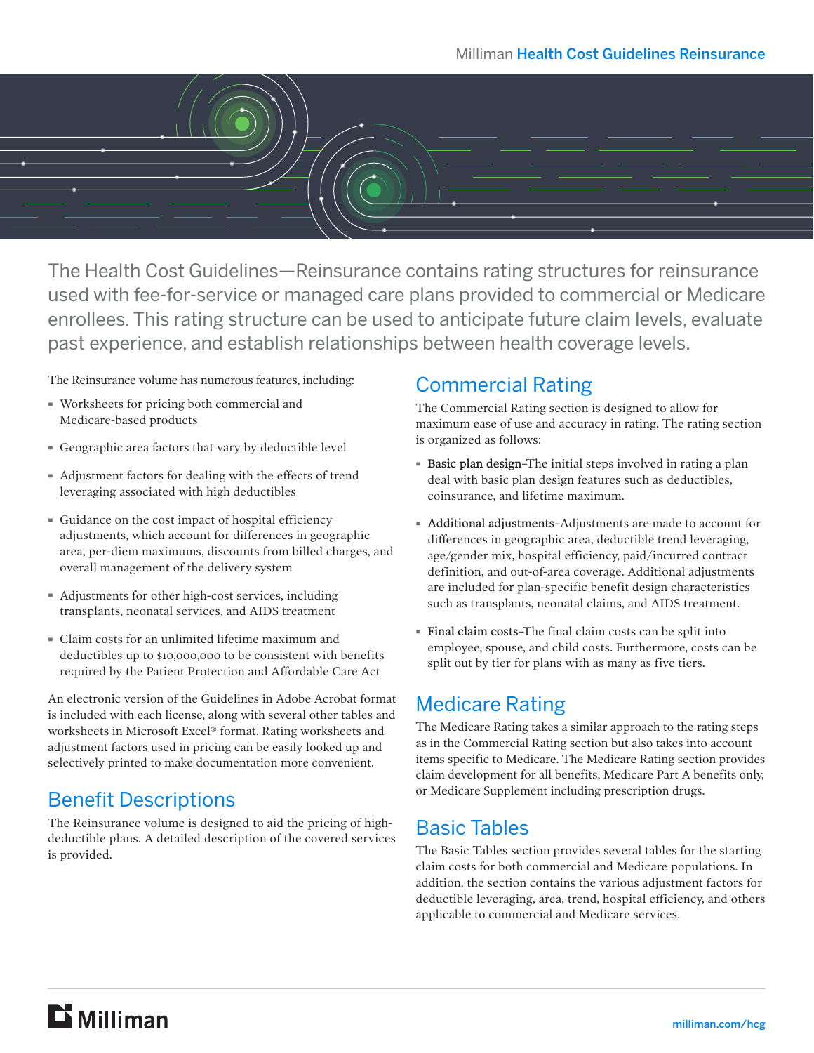Milliman **Health Cost Guidelines Reinsurance**

The Health Cost Guidelines—Reinsurance contains rating structures for reinsurance used with fee-for-service or managed care plans provided to commercial or Medicare enrollees. This rating structure can be used to anticipate future claim levels, evaluate past experience, and establish relationships between health coverage levels.

The Reinsurance volume has numerous features, including:

- Worksheets for pricing both commercial and Medicare-based products
- Geographic area factors that vary by deductible level
- Adjustment factors for dealing with the effects of trend leveraging associated with high deductibles
- Guidance on the cost impact of hospital efficiency adjustments, which account for differences in geographic area, per-diem maximums, discounts from billed charges, and overall management of the delivery system
- Adjustments for other high-cost services, including transplants, neonatal services, and AIDS treatment
- Claim costs for an unlimited lifetime maximum and deductibles up to $10,000,000 to be consistent with benefits required by the Patient Protection and Affordable Care Act

An electronic version of the Guidelines in Adobe Acrobat format is included with each license, along with several other tables and worksheets in Microsoft Excel® format. Rating worksheets and adjustment factors used in pricing can be easily looked up and selectively printed to make documentation more convenient.

## Benefit Descriptions

The Reinsurance volume is designed to aid the pricing of high-deductible plans. A detailed description of the covered services is provided.

## Commercial Rating

The Commercial Rating section is designed to allow for maximum ease of use and accuracy in rating. The rating section is organized as follows:

- **Basic plan design**–The initial steps involved in rating a plan deal with basic plan design features such as deductibles, coinsurance, and lifetime maximum.
- **Additional adjustments**–Adjustments are made to account for differences in geographic area, deductible trend leveraging, age/gender mix, hospital efficiency, paid/incurred contract definition, and out-of-area coverage. Additional adjustments are included for plan-specific benefit design characteristics such as transplants, neonatal claims, and AIDS treatment.
- **Final claim costs**–The final claim costs can be split into employee, spouse, and child costs. Furthermore, costs can be split out by tier for plans with as many as five tiers.

## Medicare Rating

The Medicare Rating takes a similar approach to the rating steps as in the Commercial Rating section but also takes into account items specific to Medicare. The Medicare Rating section provides claim development for all benefits, Medicare Part A benefits only, or Medicare Supplement including prescription drugs.

## Basic Tables

The Basic Tables section provides several tables for the starting claim costs for both commercial and Medicare populations. In addition, the section contains the various adjustment factors for deductible leveraging, area, trend, hospital efficiency, and others applicable to commercial and Medicare services.

Milliman

milliman.com/hcg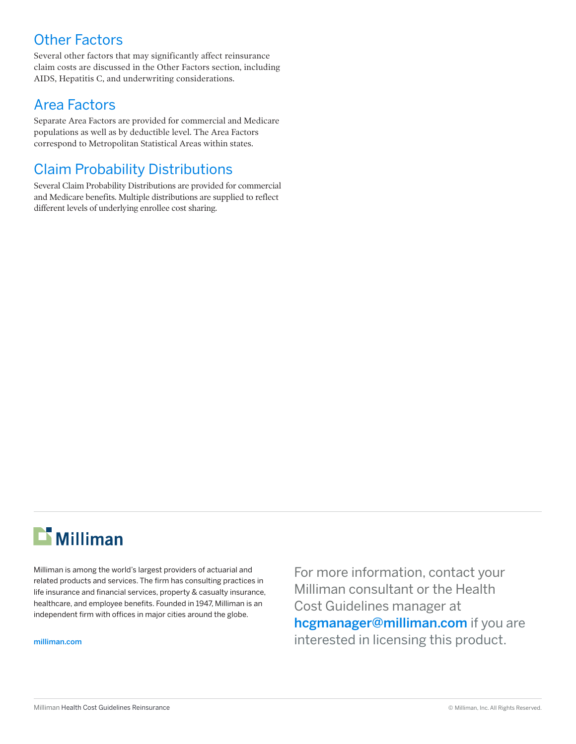## Other Factors

Several other factors that may significantly affect reinsurance claim costs are discussed in the Other Factors section, including AIDS, Hepatitis C, and underwriting considerations.

## Area Factors

Separate Area Factors are provided for commercial and Medicare populations as well as by deductible level. The Area Factors correspond to Metropolitan Statistical Areas within states.

## Claim Probability Distributions

Several Claim Probability Distributions are provided for commercial and Medicare benefits. Multiple distributions are supplied to reflect different levels of underlying enrollee cost sharing.

Milliman

Milliman is among the world's largest providers of actuarial and related products and services. The firm has consulting practices in life insurance and financial services, property & casualty insurance, healthcare, and employee benefits. Founded in 1947, Milliman is an independent firm with offices in major cities around the globe.

milliman.com

For more information, contact your Milliman consultant or the Health Cost Guidelines manager at **hcgmanager@milliman.com** if you are interested in licensing this product.

© Milliman, Inc. All Rights Reserved.